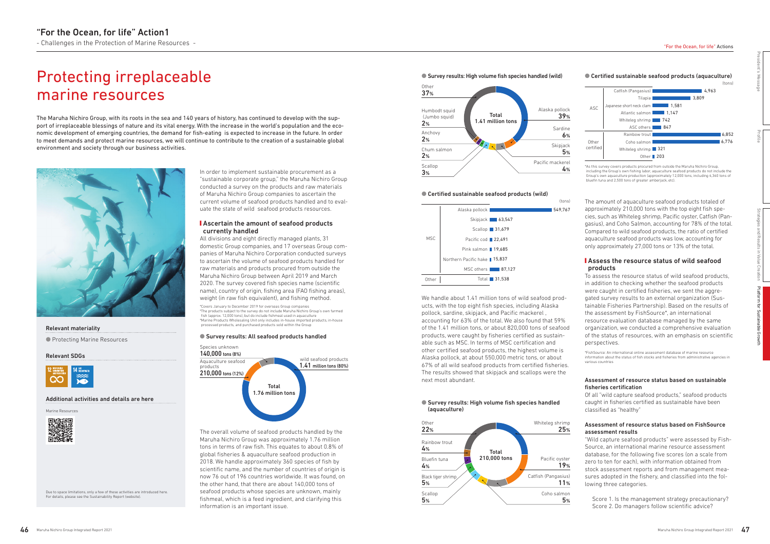# "For the Ocean, for life" Action1

- Challenges in the Protection of Marine Resources -

# Protecting irreplaceable marine resources

The Maruha Nichiro Group, with its roots in the sea and 140 years of history, has continued to develop with the support of irreplaceable blessings of nature and its vital energy. With the increase in the world's population and the economic development of emerging countries, the demand for fish-eating is expected to increase in the future. In order to meet demands and protect marine resources, we will continue to contribute to the creation of a sustainable global environment and society through our business activities.

**Relevant materiality**

● Protecting Marine Resources

**Relevant SDGs**

12 RESPONSIBLE CONSUMPTION AND PRODUCTION / 14 LIFE BELOW WATER

**Additional activities and details are here**

Marine Resources

Due to space limitations, only a few of these activities are introduced here. For details, please see the Sustainability Report (website).

In order to implement sustainable procurement as a "sustainable corporate group," the Maruha Nichiro Group conducted a survey on the products and raw materials of Maruha Nichiro Group companies to ascertain the current volume of seafood products handled and to evaluate the state of wild seafood products resources.

## Ascertain the amount of seafood products currently handled

All divisions and eight directly managed plants, 31 domestic Group companies, and 17 overseas Group companies of Maruha Nichiro Corporation conducted surveys to ascertain the volume of seafood products handled for raw materials and products procured from outside the Maruha Nichiro Group between April 2019 and March 2020. The survey covered fish species name (scientific name), country of origin, fishing area (FAO fishing areas), weight (in raw fish equivalent), and fishing method.

*Covers January to December 2019 for overseas Group companies
*The products subject to the survey do not include Maruha Nichiro Group's own farmed fish (approx. 12,000 tons), but do include fishmeal used in aquaculture
*Marine Products Wholesaling Unit only includes in-house imported products, in-house processed products, and purchased products sold within the Group

### ● Survey results: All seafood products handled

Total 1.76 million tons

- Wild seafood products: 1.41 million tons (80%)
- Aquaculture seafood products: 210,000 tons (12%)
- Species unknown: 140,000 tons (8%)

The overall volume of seafood products handled by the Maruha Nichiro Group was approximately 1.76 million tons in terms of raw fish. This equates to about 0.8% of global fisheries & aquaculture seafood production in 2018. We handle approximately 360 species of fish by scientific name, and the number of countries of origin is now 76 out of 196 countries worldwide. It was found, on the other hand, that there are about 140,000 tons of seafood products whose species are unknown, mainly fishmeal, which is a feed ingredient, and clarifying this information is an important issue.

### ● Survey results: High volume fish species handled (wild)

Total 1.41 million tons

- Alaska pollock: 39%
- Sardine: 6%
- Skipjack: 5%
- Pacific mackerel: 4%
- Scallop: 3%
- Chum salmon: 2%
- Anchovy: 2%
- Humbodt squid (Jumbo squid): 2%
- Other: 37%

### ● Certified sustainable seafood products (wild)

(tons)

| | Species | Tons |
|---|---|---|
| MSC | Alaska pollock | 549,767 |
| | Skipjack | 63,547 |
| | Scallop | 31,679 |
| | Pacific cod | 22,491 |
| | Pink salmon | 19,685 |
| | Northern Pacific hake | 15,837 |
| | MSC others | 87,127 |
| Other | Total | 31,538 |

We handle about 1.41 million tons of wild seafood products, with the top eight fish species, including Alaska pollock, sardine, skipjack, and Pacific mackerel , accounting for 63% of the total. We also found that 59% of the 1.41 million tons, or about 820,000 tons of seafood products, were caught by fisheries certified as sustainable such as MSC. In terms of MSC certification and other certified seafood products, the highest volume is Alaska pollock, at about 550,000 metric tons, or about 67% of all wild seafood products from certified fisheries. The results showed that skipjack and scallops were the next most abundant.

### ● Survey results: High volume fish species handled (aquaculture)

Total 210,000 tons

- Whiteleg shrimp: 25%
- Pacific oyster: 19%
- Catfish (Pangasius): 11%
- Coho salmon: 5%
- Scallop: 5%
- Black tiger shrimp: 5%
- Bluefin tuna: 4%
- Rainbow trout: 4%
- Other: 22%

### ● Certified sustainable seafood products (aquaculture)

(tons)

| | Species | Tons |
|---|---|---|
| ASC | Catfish (Pangasius) | 4,963 |
| | Tilapia | 3,809 |
| | Japanese short neck clam | 1,581 |
| | Atlantic salmon | 1,147 |
| | Whiteleg shrimp | 742 |
| | ASC others | 847 |
| Other certified | Rainbow trout | 6,852 |
| | Coho salmon | 6,776 |
| | Whiteleg shrimp | 321 |
| | Other | 203 |

*As this survey covers products procured from outside the Maruha Nichiro Group, including the Group's own fishing labor, aquaculture seafood products do not include the Group's own aquaculture production (approximately 12,000 tons, including 4,360 tons of bluefin tuna and 2,500 tons of greater amberjack, etc).

The amount of aquaculture seafood products totaled of approximately 210,000 tons with the top eight fish species, such as Whiteleg shrimp, Pacific oyster, Catfish (Pangasius), and Coho Salmon, accounting for 78% of the total. Compared to wild seafood products, the ratio of certified aquaculture seafood products was low, accounting for only approximately 27,000 tons or 13% of the total.

## Assess the resource status of wild seafood products

To assess the resource status of wild seafood products, in addition to checking whether the seafood products were caught in certified fisheries, we sent the aggregated survey results to an external organization (Sustainable Fisheries Partnership). Based on the results of the assessment by FishSource*, an international resource evaluation database managed by the same organization, we conducted a comprehensive evaluation of the status of resources, with an emphasis on scientific perspectives.

*FishSource: An international online assessment database of marine resource information about the status of fish stocks and fisheries from administrative agencies in various countries

### Assessment of resource status based on sustainable fisheries certification

Of all "wild capture seafood products," seafood products caught in fisheries certified as sustainable have been classified as "healthy"

### Assessment of resource status based on FishSource assessment results

"Wild capture seafood products" were assessed by FishSource, an international marine resource assessment database, for the following five scores (on a scale from zero to ten for each), with information obtained from stock assessment reports and from management measures adopted in the fishery, and classified into the following three categories.

Score 1. Is the management strategy precautionary?
Score 2. Do managers follow scientific advice?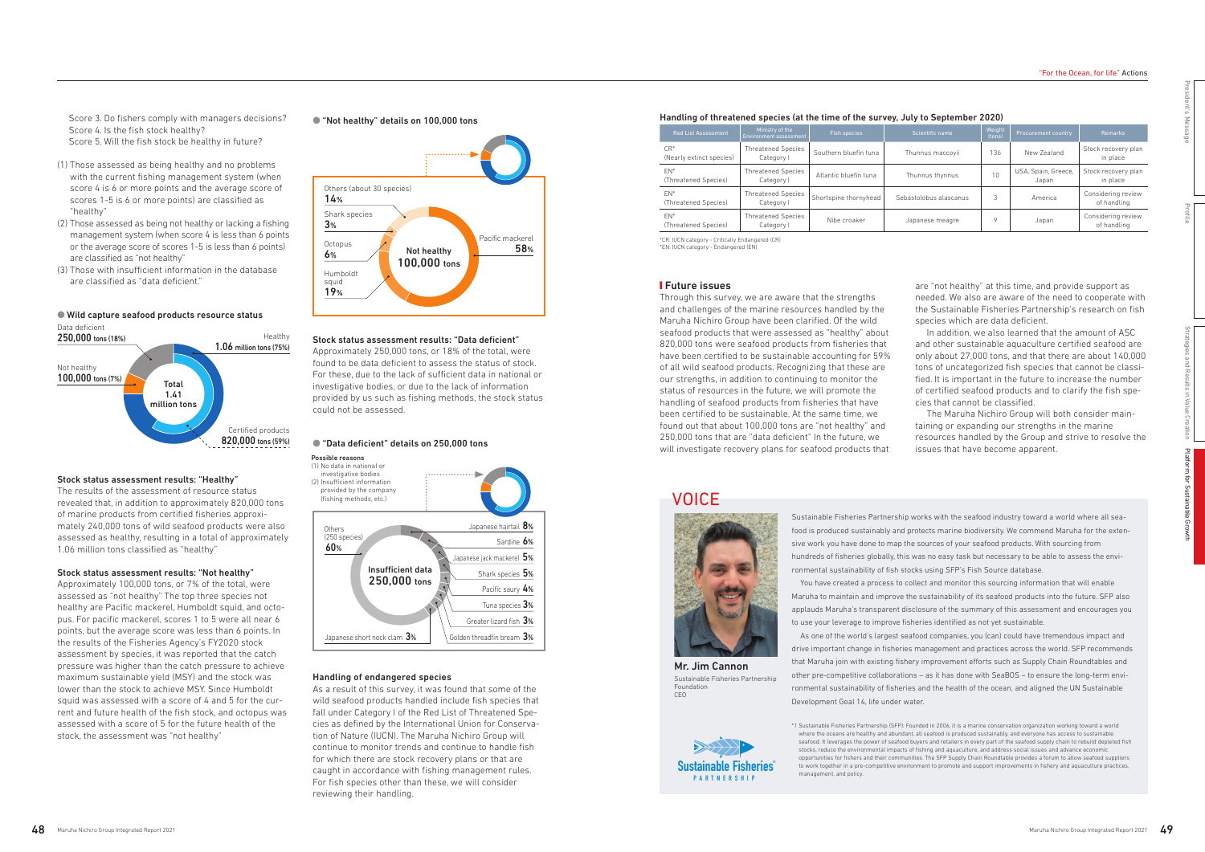Score 3. Do fishers comply with managers decisions?
Score 4. Is the fish stock healthy?
Score 5. Will the fish stock be healthy in future?

(1) Those assessed as being healthy and no problems with the current fishing management system (when score 4 is 6 or more points and the average score of scores 1-5 is 6 or more points) are classified as "healthy"
(2) Those assessed as being not healthy or lacking a fishing management system (when score 4 is less than 6 points or the average score of scores 1-5 is less than 6 points) are classified as "not healthy"
(3) Those with insufficient information in the database are classified as "data deficient."

● Wild capture seafood products resource status

Data deficient
250,000 tons (18%)
Healthy
1.06 million tons (75%)
Not healthy
100,000 tons (7%)
Total
1.41
million tons
Certified products
820,000 tons (59%)

### Stock status assessment results: "Healthy"

The results of the assessment of resource status revealed that, in addition to approximately 820,000 tons of marine products from certified fisheries approximately 240,000 tons of wild seafood products were also assessed as healthy, resulting in a total of approximately 1.06 million tons classified as "healthy"

### Stock status assessment results: "Not healthy"

Approximately 100,000 tons, or 7% of the total, were assessed as "not healthy" The top three species not healthy are Pacific mackerel, Humboldt squid, and octopus. For pacific mackerel, scores 1 to 5 were all near 6 points, but the average score was less than 6 points. In the results of the Fisheries Agency's FY2020 stock assessment by species, it was reported that the catch pressure was higher than the catch pressure to achieve maximum sustainable yield (MSY) and the stock was lower than the stock to achieve MSY. Since Humboldt squid was assessed with a score of 4 and 5 for the current and future health of the fish stock, and octopus was assessed with a score of 5 for the future health of the stock, the assessment was "not healthy"

● "Not healthy" details on 100,000 tons

Others (about 30 species)
14%
Shark species
3%
Octopus
6%
Humboldt squid
19%
Not healthy
100,000 tons
Pacific mackerel
58%

### Stock status assessment results: "Data deficient"

Approximately 250,000 tons, or 18% of the total, were found to be data deficient to assess the status of stock. For these, due to the lack of sufficient data in national or investigative bodies, or due to the lack of information provided by us such as fishing methods, the stock status could not be assessed.

● "Data deficient" details on 250,000 tons

Possible reasons
(1) No data in national or investigative bodies
(2) Insufficient information provided by the company (fishing methods, etc.)

Others
(250 species)
60%
Insufficient data
250,000 tons
Japanese hairtail 8%
Sardine 6%
Japanese jack mackerel 5%
Shark species 5%
Pacific saury 4%
Tuna species 3%
Greater lizard fish 3%
Golden threadfin bream 3%
Japanese short neck clam 3%

### Handling of endangered species

As a result of this survey, it was found that some of the wild seafood products handled include fish species that fall under Category I of the Red List of Threatened Species as defined by the International Union for Conservation of Nature (IUCN). The Maruha Nichiro Group will continue to monitor trends and continue to handle fish for which there are stock recovery plans or that are caught in accordance with fishing management rules. For fish species other than these, we will consider reviewing their handling.

### Handling of threatened species (at the time of the survey, July to September 2020)

| Red List Assessment | Ministry of the Environment assessment | Fish species | Scientific name | Weight (tons) | Procurement country | Remarks |
|---|---|---|---|---|---|---|
| CR* (Nearly extinct species) | Threatened Species Category I | Southern bluefin tuna | Thunnus maccoyii | 136 | New Zealand | Stock recovery plan in place |
| EN* (Threatened Species) | Threatened Species Category I | Atlantic bluefin tuna | Thunnus thynnus | 10 | USA, Spain, Greece, Japan | Stock recovery plan in place |
| EN* (Threatened Species) | Threatened Species Category I | Shortspine thornyhead | Sebastolobus alascanus | 3 | America | Considering review of handling |
| EN* (Threatened Species) | Threatened Species Category I | Nibe croaker | Japanese meagre | 9 | Japan | Considering review of handling |

*CR: IUCN category - Critically Endangered (CR)
*EN: IUCN category - Endangered (EN)

## Future issues

Through this survey, we are aware that the strengths and challenges of the marine resources handled by the Maruha Nichiro Group have been clarified. Of the wild seafood products that were assessed as "healthy" about 820,000 tons were seafood products from fisheries that have been certified to be sustainable accounting for 59% of all wild seafood products. Recognizing that these are our strengths, in addition to continuing to monitor the status of resources in the future, we will promote the handling of seafood products from fisheries that have been certified to be sustainable. At the same time, we found out that about 100,000 tons are "not healthy" and 250,000 tons that are "data deficient" In the future, we will investigate recovery plans for seafood products that are "not healthy" at this time, and provide support as needed. We also are aware of the need to cooperate with the Sustainable Fisheries Partnership's research on fish species which are data deficient.

In addition, we also learned that the amount of ASC and other sustainable aquaculture certified seafood are only about 27,000 tons, and that there are about 140,000 tons of uncategorized fish species that cannot be classified. It is important in the future to increase the number of certified seafood products and to clarify the fish species that cannot be classified.

The Maruha Nichiro Group will both consider maintaining or expanding our strengths in the marine resources handled by the Group and strive to resolve the issues that have become apparent.

## VOICE

**Mr. Jim Cannon**
Sustainable Fisheries Partnership Foundation
CEO

Sustainable Fisheries Partnership works with the seafood industry toward a world where all seafood is produced sustainably and protects marine biodiversity. We commend Maruha for the extensive work you have done to map the sources of your seafood products. With sourcing from hundreds of fisheries globally, this was no easy task but necessary to be able to assess the environmental sustainability of fish stocks using SFP's Fish Source database.

You have created a process to collect and monitor this sourcing information that will enable Maruha to maintain and improve the sustainability of its seafood products into the future. SFP also applauds Maruha's transparent disclosure of the summary of this assessment and encourages you to use your leverage to improve fisheries identified as not yet sustainable.

As one of the world's largest seafood companies, you (can) could have tremendous impact and drive important change in fisheries management and practices across the world. SFP recommends that Maruha join with existing fishery improvement efforts such as Supply Chain Roundtables and other pre-competitive collaborations – as it has done with SeaBOS – to ensure the long-term environmental sustainability of fisheries and the health of the ocean, and aligned the UN Sustainable Development Goal 14, life under water.

Sustainable Fisheries PARTNERSHIP

*1 Sustainable Fisheries Partnership (SFP): Founded in 2006, it is a marine conservation organization working toward a world where the oceans are healthy and abundant, all seafood is produced sustainably, and everyone has access to sustainable seafood. It leverages the power of seafood buyers and retailers in every part of the seafood supply chain to rebuild depleted fish stocks, reduce the environmental impacts of fishing and aquaculture, and address social issues and advance economic opportunities for fishers and their communities. The SFP Supply Chain Roundtable provides a forum to allow seafood suppliers to work together in a pre-competitive environment to promote and support improvements in fishery and aquaculture practices, management, and policy.